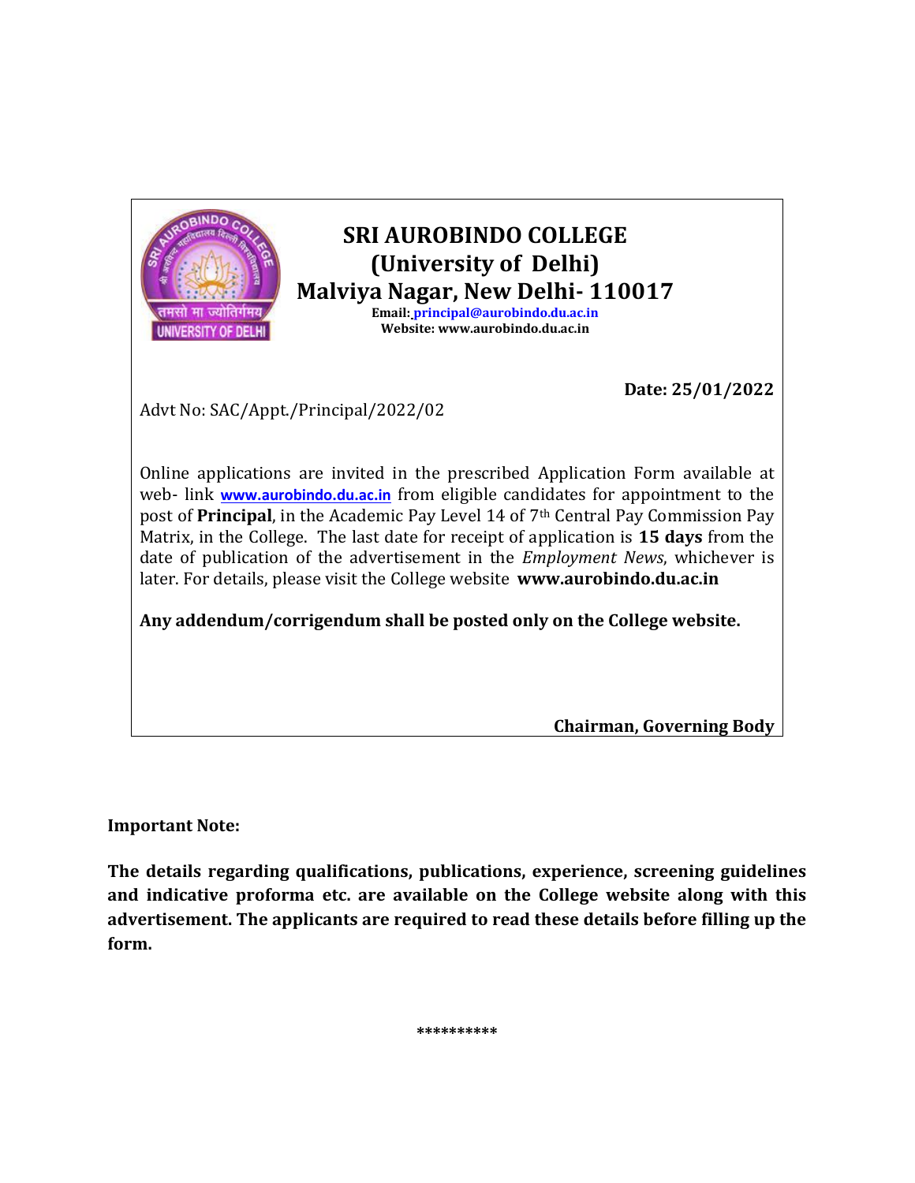# SRI AUROBINDO COLLEGE
## (University of Delhi)
## Malviya Nagar, New Delhi- 110017

**Email: principal@aurobindo.du.ac.in**
**Website: www.aurobindo.du.ac.in**

**Date: 25/01/2022**

Advt No: SAC/Appt./Principal/2022/02

Online applications are invited in the prescribed Application Form available at web- link www.aurobindo.du.ac.in from eligible candidates for appointment to the post of **Principal**, in the Academic Pay Level 14 of 7th Central Pay Commission Pay Matrix, in the College. The last date for receipt of application is **15 days** from the date of publication of the advertisement in the *Employment News*, whichever is later. For details, please visit the College website **www.aurobindo.du.ac.in**

**Any addendum/corrigendum shall be posted only on the College website.**

**Chairman, Governing Body**

**Important Note:**

**The details regarding qualifications, publications, experience, screening guidelines and indicative proforma etc. are available on the College website along with this advertisement. The applicants are required to read these details before filling up the form.**

**********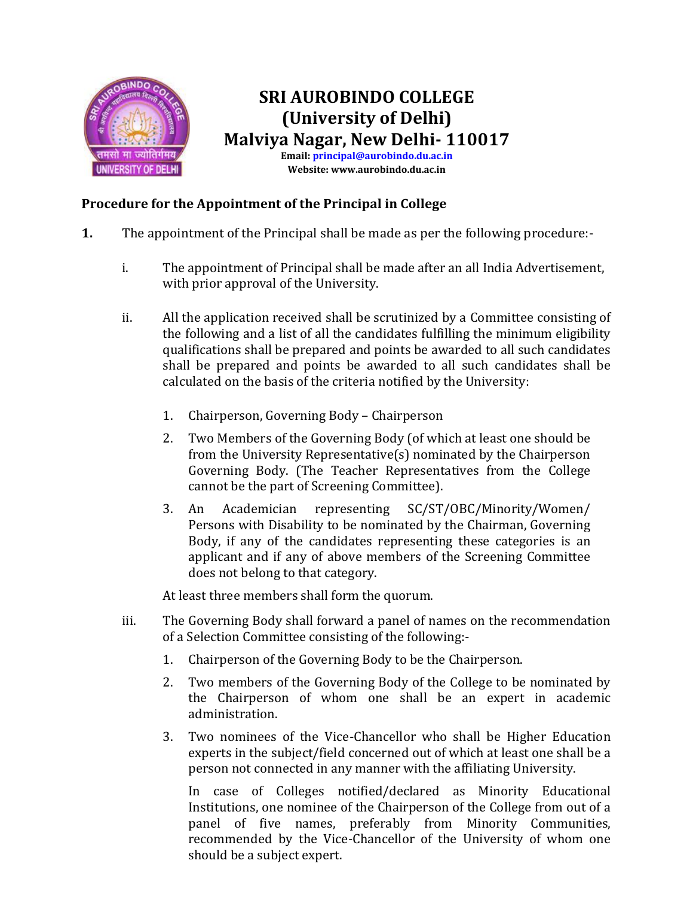# SRI AUROBINDO COLLEGE
# (University of Delhi)
# Malviya Nagar, New Delhi- 110017

**Email: principal@aurobindo.du.ac.in**
**Website: www.aurobindo.du.ac.in**

## Procedure for the Appointment of the Principal in College

**1.** The appointment of the Principal shall be made as per the following procedure:-

i. The appointment of Principal shall be made after an all India Advertisement, with prior approval of the University.

ii. All the application received shall be scrutinized by a Committee consisting of the following and a list of all the candidates fulfilling the minimum eligibility qualifications shall be prepared and points be awarded to all such candidates shall be prepared and points be awarded to all such candidates shall be calculated on the basis of the criteria notified by the University:

1. Chairperson, Governing Body – Chairperson
2. Two Members of the Governing Body (of which at least one should be from the University Representative(s) nominated by the Chairperson Governing Body. (The Teacher Representatives from the College cannot be the part of Screening Committee).
3. An Academician representing SC/ST/OBC/Minority/Women/ Persons with Disability to be nominated by the Chairman, Governing Body, if any of the candidates representing these categories is an applicant and if any of above members of the Screening Committee does not belong to that category.

At least three members shall form the quorum.

iii. The Governing Body shall forward a panel of names on the recommendation of a Selection Committee consisting of the following:-

1. Chairperson of the Governing Body to be the Chairperson.
2. Two members of the Governing Body of the College to be nominated by the Chairperson of whom one shall be an expert in academic administration.
3. Two nominees of the Vice-Chancellor who shall be Higher Education experts in the subject/field concerned out of which at least one shall be a person not connected in any manner with the affiliating University.

   In case of Colleges notified/declared as Minority Educational Institutions, one nominee of the Chairperson of the College from out of a panel of five names, preferably from Minority Communities, recommended by the Vice-Chancellor of the University of whom one should be a subject expert.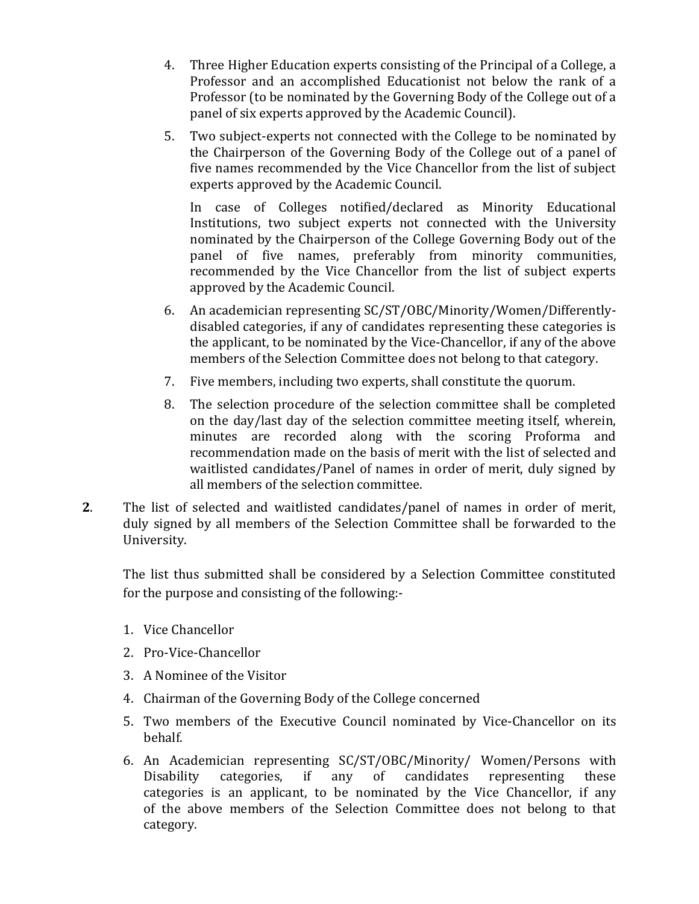4. Three Higher Education experts consisting of the Principal of a College, a Professor and an accomplished Educationist not below the rank of a Professor (to be nominated by the Governing Body of the College out of a panel of six experts approved by the Academic Council).

5. Two subject-experts not connected with the College to be nominated by the Chairperson of the Governing Body of the College out of a panel of five names recommended by the Vice Chancellor from the list of subject experts approved by the Academic Council.

   In case of Colleges notified/declared as Minority Educational Institutions, two subject experts not connected with the University nominated by the Chairperson of the College Governing Body out of the panel of five names, preferably from minority communities, recommended by the Vice Chancellor from the list of subject experts approved by the Academic Council.

6. An academician representing SC/ST/OBC/Minority/Women/Differently-disabled categories, if any of candidates representing these categories is the applicant, to be nominated by the Vice-Chancellor, if any of the above members of the Selection Committee does not belong to that category.

7. Five members, including two experts, shall constitute the quorum.

8. The selection procedure of the selection committee shall be completed on the day/last day of the selection committee meeting itself, wherein, minutes are recorded along with the scoring Proforma and recommendation made on the basis of merit with the list of selected and waitlisted candidates/Panel of names in order of merit, duly signed by all members of the selection committee.

**2**. The list of selected and waitlisted candidates/panel of names in order of merit, duly signed by all members of the Selection Committee shall be forwarded to the University.

The list thus submitted shall be considered by a Selection Committee constituted for the purpose and consisting of the following:-

1. Vice Chancellor
2. Pro-Vice-Chancellor
3. A Nominee of the Visitor
4. Chairman of the Governing Body of the College concerned
5. Two members of the Executive Council nominated by Vice-Chancellor on its behalf.
6. An Academician representing SC/ST/OBC/Minority/ Women/Persons with Disability categories, if any of candidates representing these categories is an applicant, to be nominated by the Vice Chancellor, if any of the above members of the Selection Committee does not belong to that category.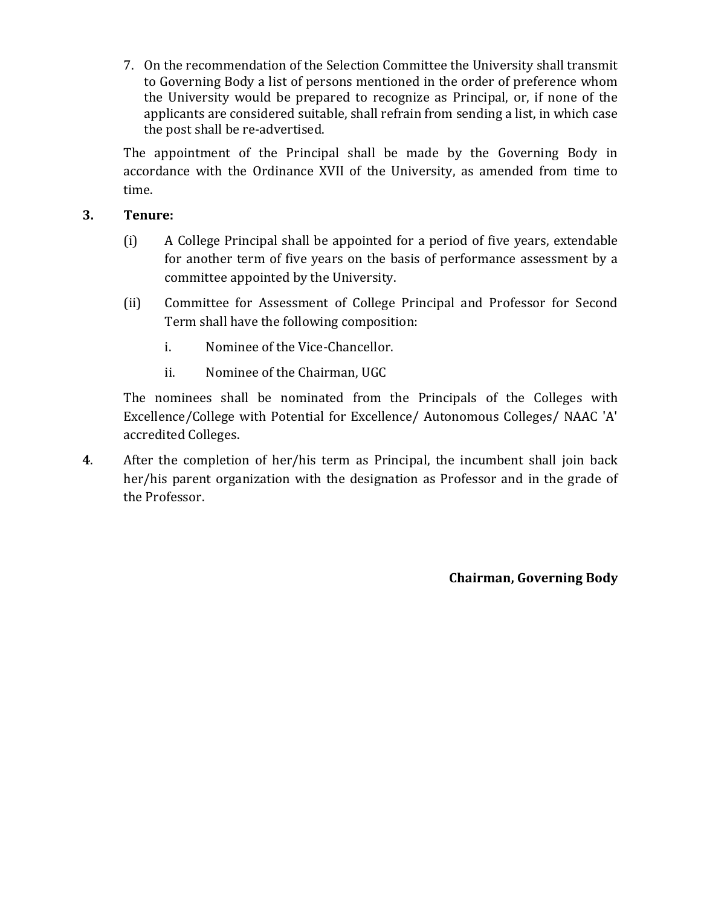7. On the recommendation of the Selection Committee the University shall transmit to Governing Body a list of persons mentioned in the order of preference whom the University would be prepared to recognize as Principal, or, if none of the applicants are considered suitable, shall refrain from sending a list, in which case the post shall be re-advertised.

The appointment of the Principal shall be made by the Governing Body in accordance with the Ordinance XVII of the University, as amended from time to time.

**3. Tenure:**

(i) A College Principal shall be appointed for a period of five years, extendable for another term of five years on the basis of performance assessment by a committee appointed by the University.

(ii) Committee for Assessment of College Principal and Professor for Second Term shall have the following composition:

i. Nominee of the Vice-Chancellor.

ii. Nominee of the Chairman, UGC

The nominees shall be nominated from the Principals of the Colleges with Excellence/College with Potential for Excellence/ Autonomous Colleges/ NAAC 'A' accredited Colleges.

**4**. After the completion of her/his term as Principal, the incumbent shall join back her/his parent organization with the designation as Professor and in the grade of the Professor.

**Chairman, Governing Body**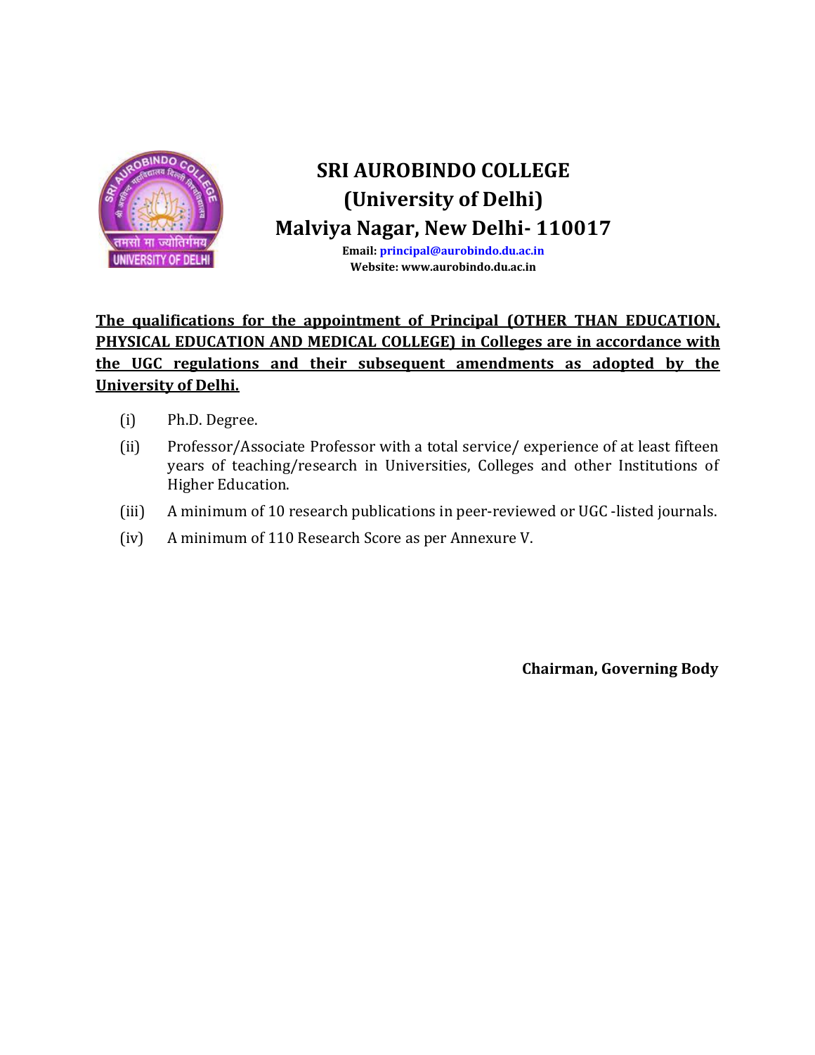# SRI AUROBINDO COLLEGE
## (University of Delhi)
## Malviya Nagar, New Delhi- 110017

**Email: principal@aurobindo.du.ac.in**
**Website: www.aurobindo.du.ac.in**

**The qualifications for the appointment of Principal (OTHER THAN EDUCATION, PHYSICAL EDUCATION AND MEDICAL COLLEGE) in Colleges are in accordance with the UGC regulations and their subsequent amendments as adopted by the University of Delhi.**

(i) Ph.D. Degree.

(ii) Professor/Associate Professor with a total service/ experience of at least fifteen years of teaching/research in Universities, Colleges and other Institutions of Higher Education.

(iii) A minimum of 10 research publications in peer-reviewed or UGC -listed journals.

(iv) A minimum of 110 Research Score as per Annexure V.

**Chairman, Governing Body**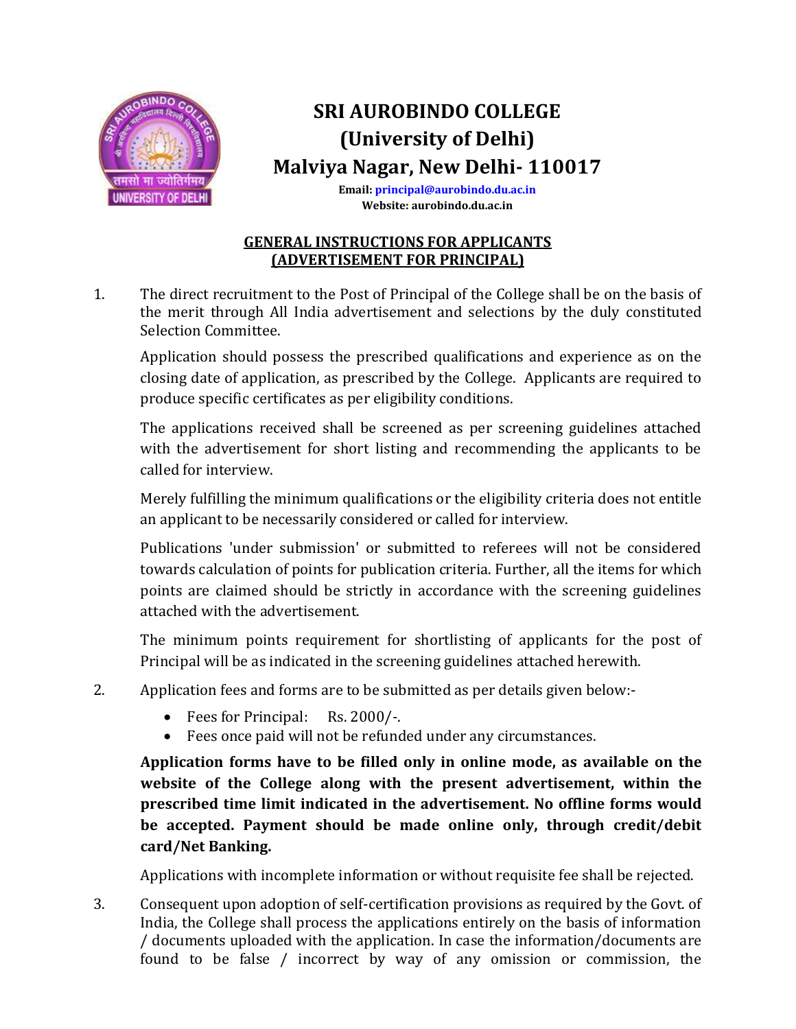# SRI AUROBINDO COLLEGE
## (University of Delhi)
## Malviya Nagar, New Delhi- 110017

**Email: principal@aurobindo.du.ac.in**
**Website: aurobindo.du.ac.in**

### GENERAL INSTRUCTIONS FOR APPLICANTS (ADVERTISEMENT FOR PRINCIPAL)

1. The direct recruitment to the Post of Principal of the College shall be on the basis of the merit through All India advertisement and selections by the duly constituted Selection Committee.

   Application should possess the prescribed qualifications and experience as on the closing date of application, as prescribed by the College. Applicants are required to produce specific certificates as per eligibility conditions.

   The applications received shall be screened as per screening guidelines attached with the advertisement for short listing and recommending the applicants to be called for interview.

   Merely fulfilling the minimum qualifications or the eligibility criteria does not entitle an applicant to be necessarily considered or called for interview.

   Publications 'under submission' or submitted to referees will not be considered towards calculation of points for publication criteria. Further, all the items for which points are claimed should be strictly in accordance with the screening guidelines attached with the advertisement.

   The minimum points requirement for shortlisting of applicants for the post of Principal will be as indicated in the screening guidelines attached herewith.

2. Application fees and forms are to be submitted as per details given below:-

   - Fees for Principal: Rs. 2000/-.
   - Fees once paid will not be refunded under any circumstances.

   **Application forms have to be filled only in online mode, as available on the website of the College along with the present advertisement, within the prescribed time limit indicated in the advertisement. No offline forms would be accepted. Payment should be made online only, through credit/debit card/Net Banking.**

   Applications with incomplete information or without requisite fee shall be rejected.

3. Consequent upon adoption of self-certification provisions as required by the Govt. of India, the College shall process the applications entirely on the basis of information / documents uploaded with the application. In case the information/documents are found to be false / incorrect by way of any omission or commission, the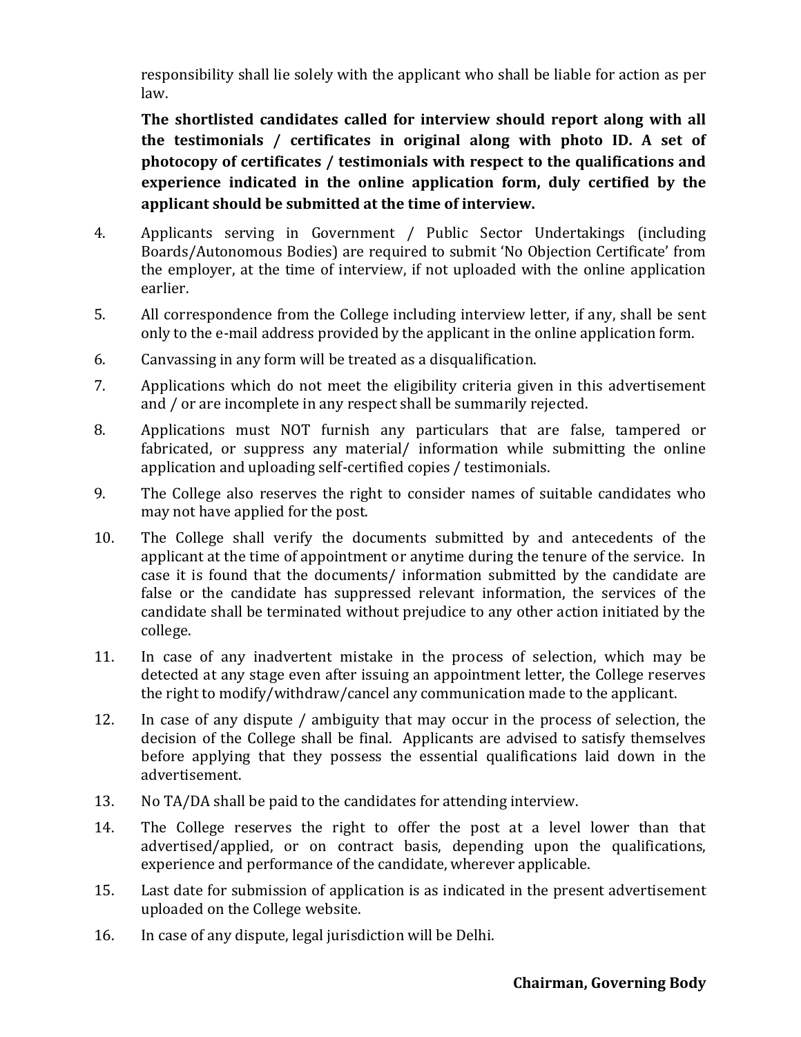responsibility shall lie solely with the applicant who shall be liable for action as per law.

**The shortlisted candidates called for interview should report along with all the testimonials / certificates in original along with photo ID. A set of photocopy of certificates / testimonials with respect to the qualifications and experience indicated in the online application form, duly certified by the applicant should be submitted at the time of interview.**

4. Applicants serving in Government / Public Sector Undertakings (including Boards/Autonomous Bodies) are required to submit 'No Objection Certificate' from the employer, at the time of interview, if not uploaded with the online application earlier.
5. All correspondence from the College including interview letter, if any, shall be sent only to the e-mail address provided by the applicant in the online application form.
6. Canvassing in any form will be treated as a disqualification.
7. Applications which do not meet the eligibility criteria given in this advertisement and / or are incomplete in any respect shall be summarily rejected.
8. Applications must NOT furnish any particulars that are false, tampered or fabricated, or suppress any material/ information while submitting the online application and uploading self-certified copies / testimonials.
9. The College also reserves the right to consider names of suitable candidates who may not have applied for the post.
10. The College shall verify the documents submitted by and antecedents of the applicant at the time of appointment or anytime during the tenure of the service. In case it is found that the documents/ information submitted by the candidate are false or the candidate has suppressed relevant information, the services of the candidate shall be terminated without prejudice to any other action initiated by the college.
11. In case of any inadvertent mistake in the process of selection, which may be detected at any stage even after issuing an appointment letter, the College reserves the right to modify/withdraw/cancel any communication made to the applicant.
12. In case of any dispute / ambiguity that may occur in the process of selection, the decision of the College shall be final. Applicants are advised to satisfy themselves before applying that they possess the essential qualifications laid down in the advertisement.
13. No TA/DA shall be paid to the candidates for attending interview.
14. The College reserves the right to offer the post at a level lower than that advertised/applied, or on contract basis, depending upon the qualifications, experience and performance of the candidate, wherever applicable.
15. Last date for submission of application is as indicated in the present advertisement uploaded on the College website.
16. In case of any dispute, legal jurisdiction will be Delhi.

**Chairman, Governing Body**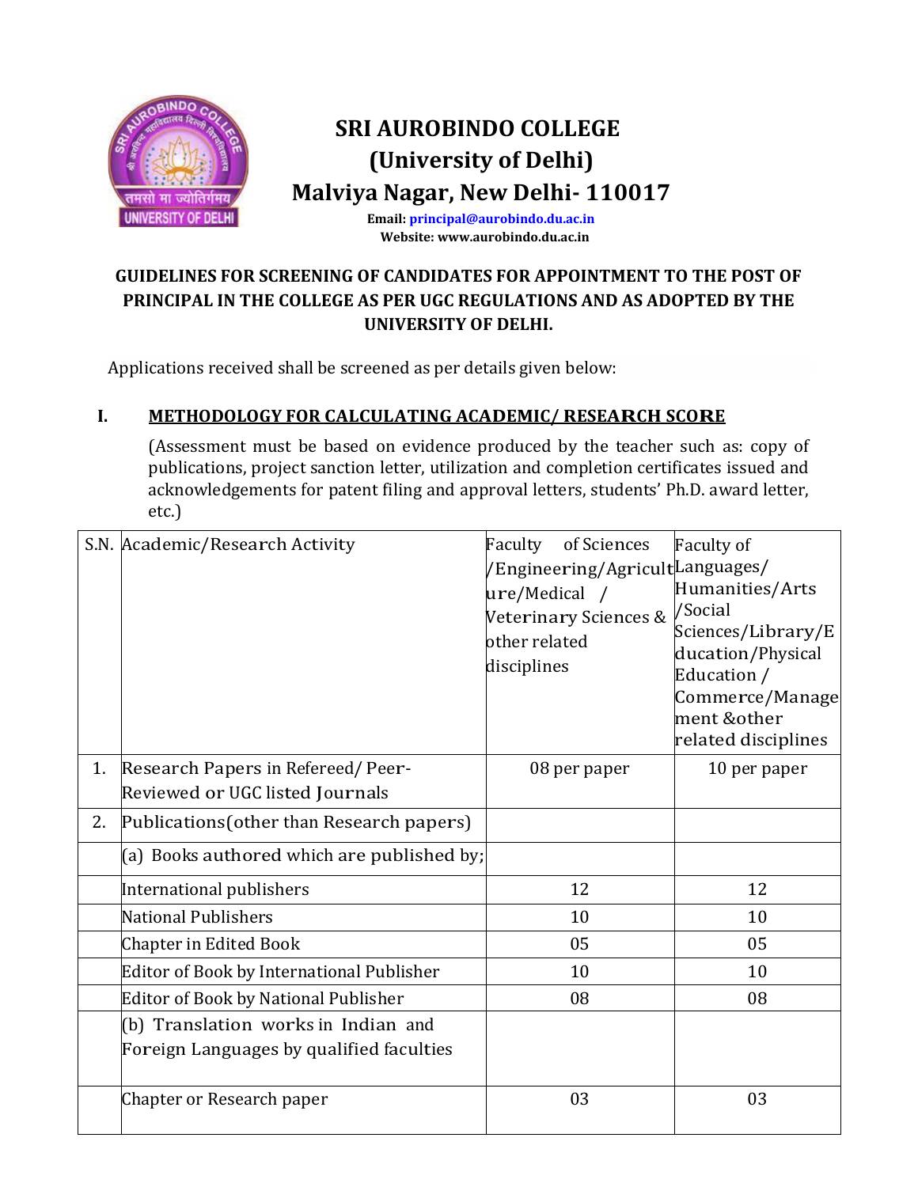# SRI AUROBINDO COLLEGE
## (University of Delhi)
## Malviya Nagar, New Delhi- 110017

**Email: principal@aurobindo.du.ac.in**
**Website: www.aurobindo.du.ac.in**

**GUIDELINES FOR SCREENING OF CANDIDATES FOR APPOINTMENT TO THE POST OF PRINCIPAL IN THE COLLEGE AS PER UGC REGULATIONS AND AS ADOPTED BY THE UNIVERSITY OF DELHI.**

Applications received shall be screened as per details given below:

### I. METHODOLOGY FOR CALCULATING ACADEMIC/ RESEARCH SCORE

(Assessment must be based on evidence produced by the teacher such as: copy of publications, project sanction letter, utilization and completion certificates issued and acknowledgements for patent filing and approval letters, students' Ph.D. award letter, etc.)

| S.N. | Academic/Research Activity | Faculty of Sciences /Engineering/Agriculture/Medical / Veterinary Sciences & other related disciplines | Faculty of Languages/ Humanities/Arts /Social Sciences/Library/Education/Physical Education / Commerce/Management &other related disciplines |
|---|---|---|---|
| 1. | Research Papers in Refereed/ Peer-Reviewed or UGC listed Journals | 08 per paper | 10 per paper |
| 2. | Publications(other than Research papers) | | |
| | (a) Books authored which are published by; | | |
| | International publishers | 12 | 12 |
| | National Publishers | 10 | 10 |
| | Chapter in Edited Book | 05 | 05 |
| | Editor of Book by International Publisher | 10 | 10 |
| | Editor of Book by National Publisher | 08 | 08 |
| | (b) Translation works in Indian and Foreign Languages by qualified faculties | | |
| | Chapter or Research paper | 03 | 03 |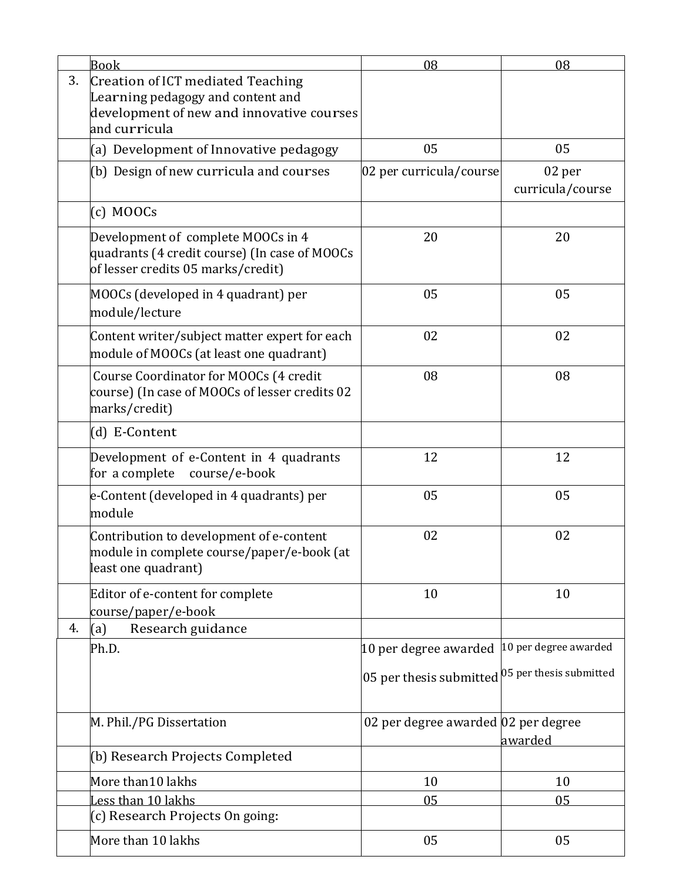|  |  |  |  |
|---|---|---|---|
|  | Book | 08 | 08 |
| 3. | Creation of ICT mediated Teaching Learning pedagogy and content and development of new and innovative courses and curricula |  |  |
|  | (a) Development of Innovative pedagogy | 05 | 05 |
|  | (b) Design of new curricula and courses | 02 per curricula/course | 02 per curricula/course |
|  | (c) MOOCs |  |  |
|  | Development of complete MOOCs in 4 quadrants (4 credit course) (In case of MOOCs of lesser credits 05 marks/credit) | 20 | 20 |
|  | MOOCs (developed in 4 quadrant) per module/lecture | 05 | 05 |
|  | Content writer/subject matter expert for each module of MOOCs (at least one quadrant) | 02 | 02 |
|  | Course Coordinator for MOOCs (4 credit course) (In case of MOOCs of lesser credits 02 marks/credit) | 08 | 08 |
|  | (d) E-Content |  |  |
|  | Development of e-Content in 4 quadrants for a complete course/e-book | 12 | 12 |
|  | e-Content (developed in 4 quadrants) per module | 05 | 05 |
|  | Contribution to development of e-content module in complete course/paper/e-book (at least one quadrant) | 02 | 02 |
|  | Editor of e-content for complete course/paper/e-book | 10 | 10 |
| 4. | (a) Research guidance |  |  |
|  | Ph.D. | 10 per degree awarded<br>05 per thesis submitted | 10 per degree awarded<br>05 per thesis submitted |
|  | M. Phil./PG Dissertation | 02 per degree awarded | 02 per degree awarded |
|  | (b) Research Projects Completed |  |  |
|  | More than10 lakhs | 10 | 10 |
|  | Less than 10 lakhs | 05 | 05 |
|  | (c) Research Projects On going: |  |  |
|  | More than 10 lakhs | 05 | 05 |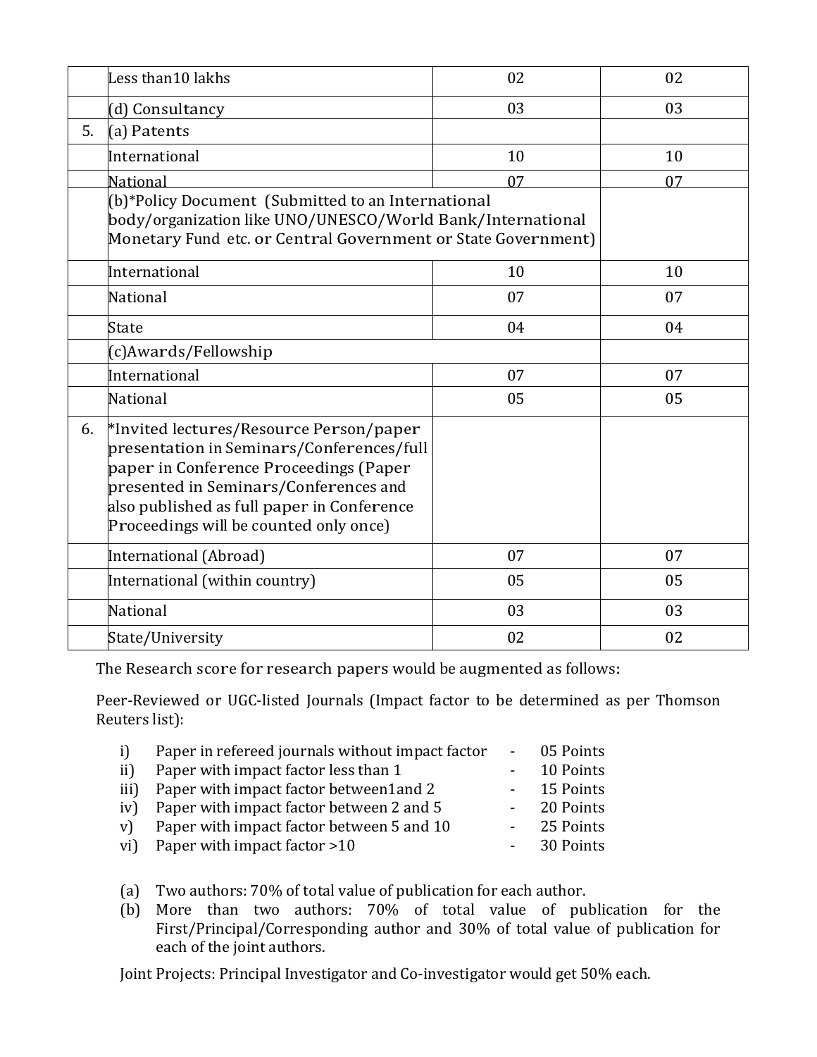| | | | |
|---|---|---|---|
| | Less than10 lakhs | 02 | 02 |
| | (d) Consultancy | 03 | 03 |
| 5. | (a) Patents | | |
| | International | 10 | 10 |
| | National | 07 | 07 |
| | (b)*Policy Document (Submitted to an International body/organization like UNO/UNESCO/World Bank/International Monetary Fund etc. or Central Government or State Government) | | |
| | International | 10 | 10 |
| | National | 07 | 07 |
| | State | 04 | 04 |
| | (c)Awards/Fellowship | | |
| | International | 07 | 07 |
| | National | 05 | 05 |
| 6. | *Invited lectures/Resource Person/paper presentation in Seminars/Conferences/full paper in Conference Proceedings (Paper presented in Seminars/Conferences and also published as full paper in Conference Proceedings will be counted only once) | | |
| | International (Abroad) | 07 | 07 |
| | International (within country) | 05 | 05 |
| | National | 03 | 03 |
| | State/University | 02 | 02 |

The Research score for research papers would be augmented as follows:

Peer-Reviewed or UGC-listed Journals (Impact factor to be determined as per Thomson Reuters list):

i) Paper in refereed journals without impact factor - 05 Points
ii) Paper with impact factor less than 1 - 10 Points
iii) Paper with impact factor between1and 2 - 15 Points
iv) Paper with impact factor between 2 and 5 - 20 Points
v) Paper with impact factor between 5 and 10 - 25 Points
vi) Paper with impact factor >10 - 30 Points

(a) Two authors: 70% of total value of publication for each author.
(b) More than two authors: 70% of total value of publication for the First/Principal/Corresponding author and 30% of total value of publication for each of the joint authors.

Joint Projects: Principal Investigator and Co-investigator would get 50% each.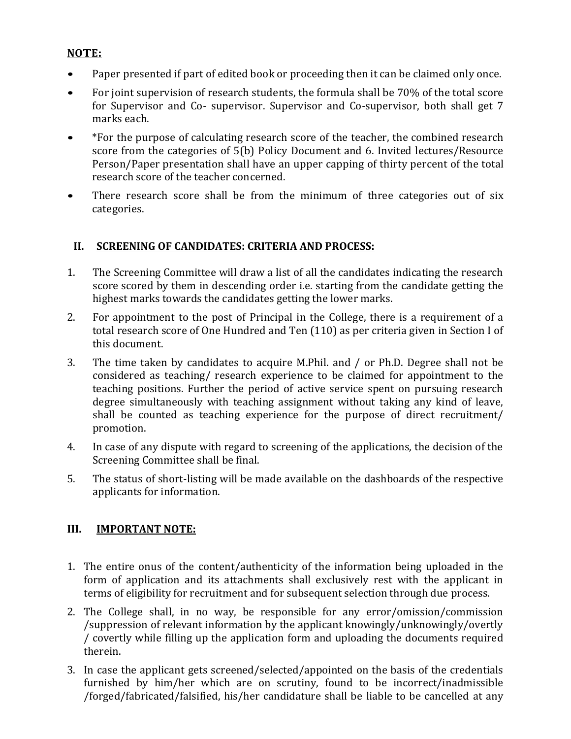**NOTE:**

- Paper presented if part of edited book or proceeding then it can be claimed only once.
- For joint supervision of research students, the formula shall be 70% of the total score for Supervisor and Co- supervisor. Supervisor and Co-supervisor, both shall get 7 marks each.
- *For the purpose of calculating research score of the teacher, the combined research score from the categories of 5(b) Policy Document and 6. Invited lectures/Resource Person/Paper presentation shall have an upper capping of thirty percent of the total research score of the teacher concerned.
- There research score shall be from the minimum of three categories out of six categories.

## II. SCREENING OF CANDIDATES: CRITERIA AND PROCESS:

1. The Screening Committee will draw a list of all the candidates indicating the research score scored by them in descending order i.e. starting from the candidate getting the highest marks towards the candidates getting the lower marks.
2. For appointment to the post of Principal in the College, there is a requirement of a total research score of One Hundred and Ten (110) as per criteria given in Section I of this document.
3. The time taken by candidates to acquire M.Phil. and / or Ph.D. Degree shall not be considered as teaching/ research experience to be claimed for appointment to the teaching positions. Further the period of active service spent on pursuing research degree simultaneously with teaching assignment without taking any kind of leave, shall be counted as teaching experience for the purpose of direct recruitment/ promotion.
4. In case of any dispute with regard to screening of the applications, the decision of the Screening Committee shall be final.
5. The status of short-listing will be made available on the dashboards of the respective applicants for information.

## III. IMPORTANT NOTE:

1. The entire onus of the content/authenticity of the information being uploaded in the form of application and its attachments shall exclusively rest with the applicant in terms of eligibility for recruitment and for subsequent selection through due process.
2. The College shall, in no way, be responsible for any error/omission/commission /suppression of relevant information by the applicant knowingly/unknowingly/overtly / covertly while filling up the application form and uploading the documents required therein.
3. In case the applicant gets screened/selected/appointed on the basis of the credentials furnished by him/her which are on scrutiny, found to be incorrect/inadmissible /forged/fabricated/falsified, his/her candidature shall be liable to be cancelled at any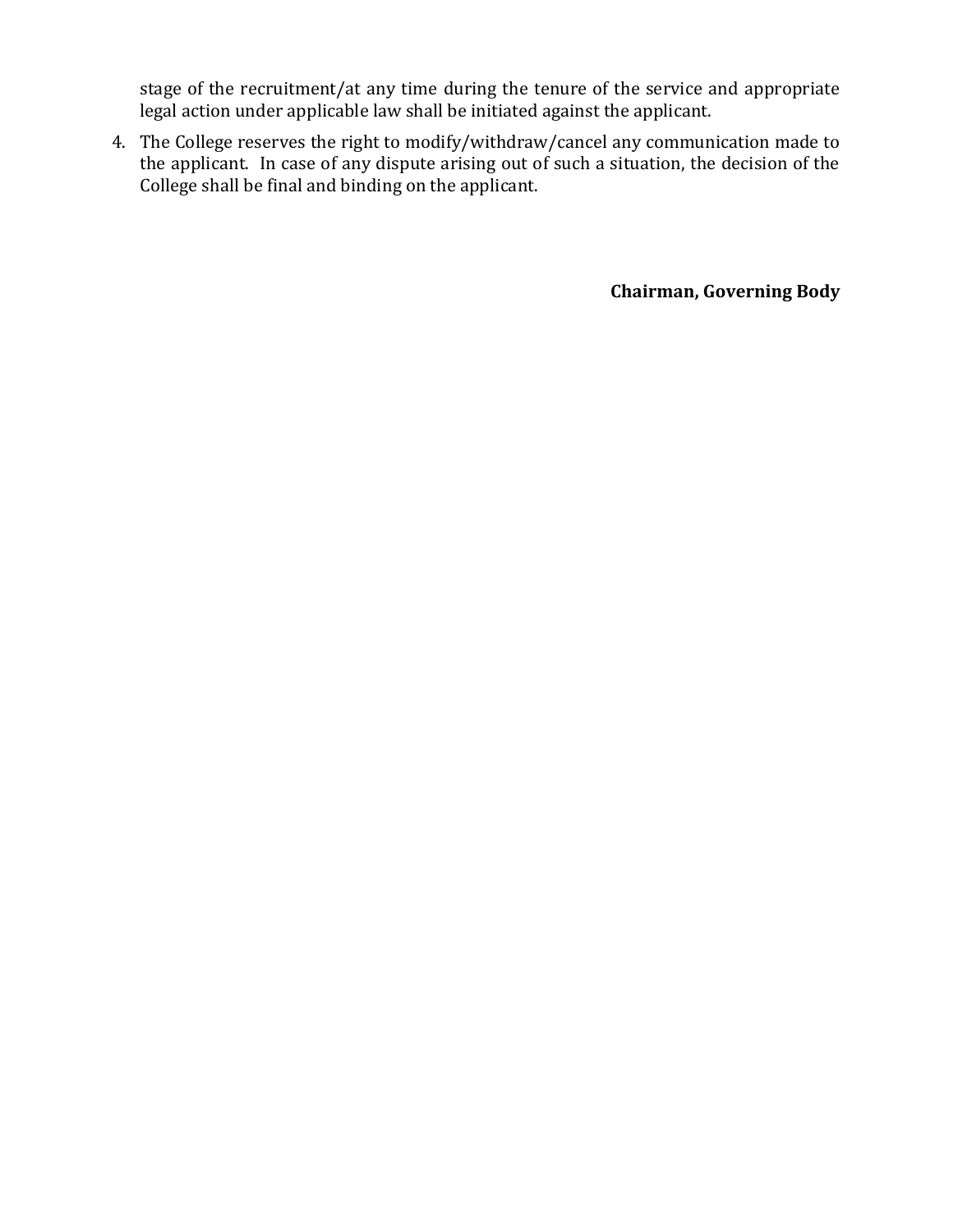stage of the recruitment/at any time during the tenure of the service and appropriate legal action under applicable law shall be initiated against the applicant.

4. The College reserves the right to modify/withdraw/cancel any communication made to the applicant. In case of any dispute arising out of such a situation, the decision of the College shall be final and binding on the applicant.

**Chairman, Governing Body**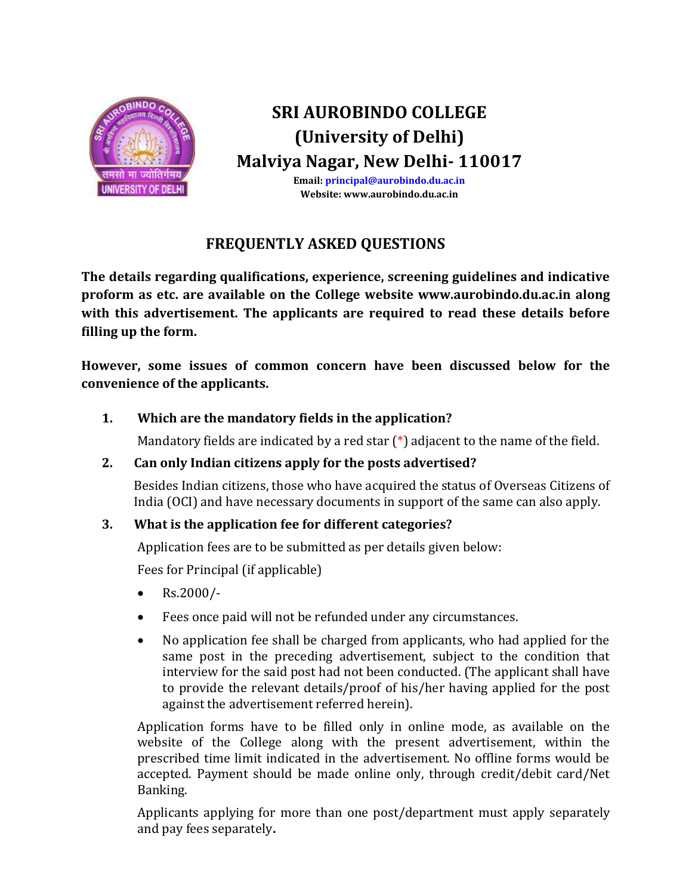# SRI AUROBINDO COLLEGE
## (University of Delhi)
## Malviya Nagar, New Delhi- 110017

**Email: principal@aurobindo.du.ac.in**
**Website: www.aurobindo.du.ac.in**

## FREQUENTLY ASKED QUESTIONS

**The details regarding qualifications, experience, screening guidelines and indicative proform as etc. are available on the College website www.aurobindo.du.ac.in along with this advertisement. The applicants are required to read these details before filling up the form.**

**However, some issues of common concern have been discussed below for the convenience of the applicants.**

1. **Which are the mandatory fields in the application?**

   Mandatory fields are indicated by a red star (*) adjacent to the name of the field.

2. **Can only Indian citizens apply for the posts advertised?**

   Besides Indian citizens, those who have acquired the status of Overseas Citizens of India (OCI) and have necessary documents in support of the same can also apply.

3. **What is the application fee for different categories?**

   Application fees are to be submitted as per details given below:

   Fees for Principal (if applicable)

   - Rs.2000/-
   - Fees once paid will not be refunded under any circumstances.
   - No application fee shall be charged from applicants, who had applied for the same post in the preceding advertisement, subject to the condition that interview for the said post had not been conducted. (The applicant shall have to provide the relevant details/proof of his/her having applied for the post against the advertisement referred herein).

   Application forms have to be filled only in online mode, as available on the website of the College along with the present advertisement, within the prescribed time limit indicated in the advertisement. No offline forms would be accepted. Payment should be made online only, through credit/debit card/Net Banking.

   Applicants applying for more than one post/department must apply separately and pay fees separately**.**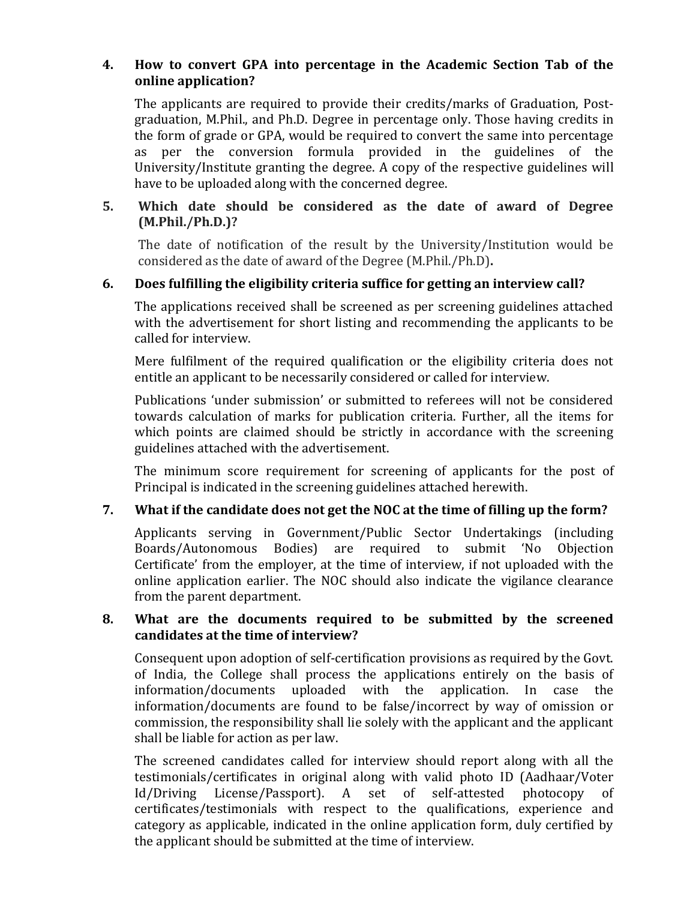**4. How to convert GPA into percentage in the Academic Section Tab of the online application?**

The applicants are required to provide their credits/marks of Graduation, Post-graduation, M.Phil., and Ph.D. Degree in percentage only. Those having credits in the form of grade or GPA, would be required to convert the same into percentage as per the conversion formula provided in the guidelines of the University/Institute granting the degree. A copy of the respective guidelines will have to be uploaded along with the concerned degree.

**5. Which date should be considered as the date of award of Degree (M.Phil./Ph.D.)?**

The date of notification of the result by the University/Institution would be considered as the date of award of the Degree (M.Phil./Ph.D).

**6. Does fulfilling the eligibility criteria suffice for getting an interview call?**

The applications received shall be screened as per screening guidelines attached with the advertisement for short listing and recommending the applicants to be called for interview.

Mere fulfilment of the required qualification or the eligibility criteria does not entitle an applicant to be necessarily considered or called for interview.

Publications 'under submission' or submitted to referees will not be considered towards calculation of marks for publication criteria. Further, all the items for which points are claimed should be strictly in accordance with the screening guidelines attached with the advertisement.

The minimum score requirement for screening of applicants for the post of Principal is indicated in the screening guidelines attached herewith.

**7. What if the candidate does not get the NOC at the time of filling up the form?**

Applicants serving in Government/Public Sector Undertakings (including Boards/Autonomous Bodies) are required to submit 'No Objection Certificate' from the employer, at the time of interview, if not uploaded with the online application earlier. The NOC should also indicate the vigilance clearance from the parent department.

**8. What are the documents required to be submitted by the screened candidates at the time of interview?**

Consequent upon adoption of self-certification provisions as required by the Govt. of India, the College shall process the applications entirely on the basis of information/documents uploaded with the application. In case the information/documents are found to be false/incorrect by way of omission or commission, the responsibility shall lie solely with the applicant and the applicant shall be liable for action as per law.

The screened candidates called for interview should report along with all the testimonials/certificates in original along with valid photo ID (Aadhaar/Voter Id/Driving License/Passport). A set of self-attested photocopy of certificates/testimonials with respect to the qualifications, experience and category as applicable, indicated in the online application form, duly certified by the applicant should be submitted at the time of interview.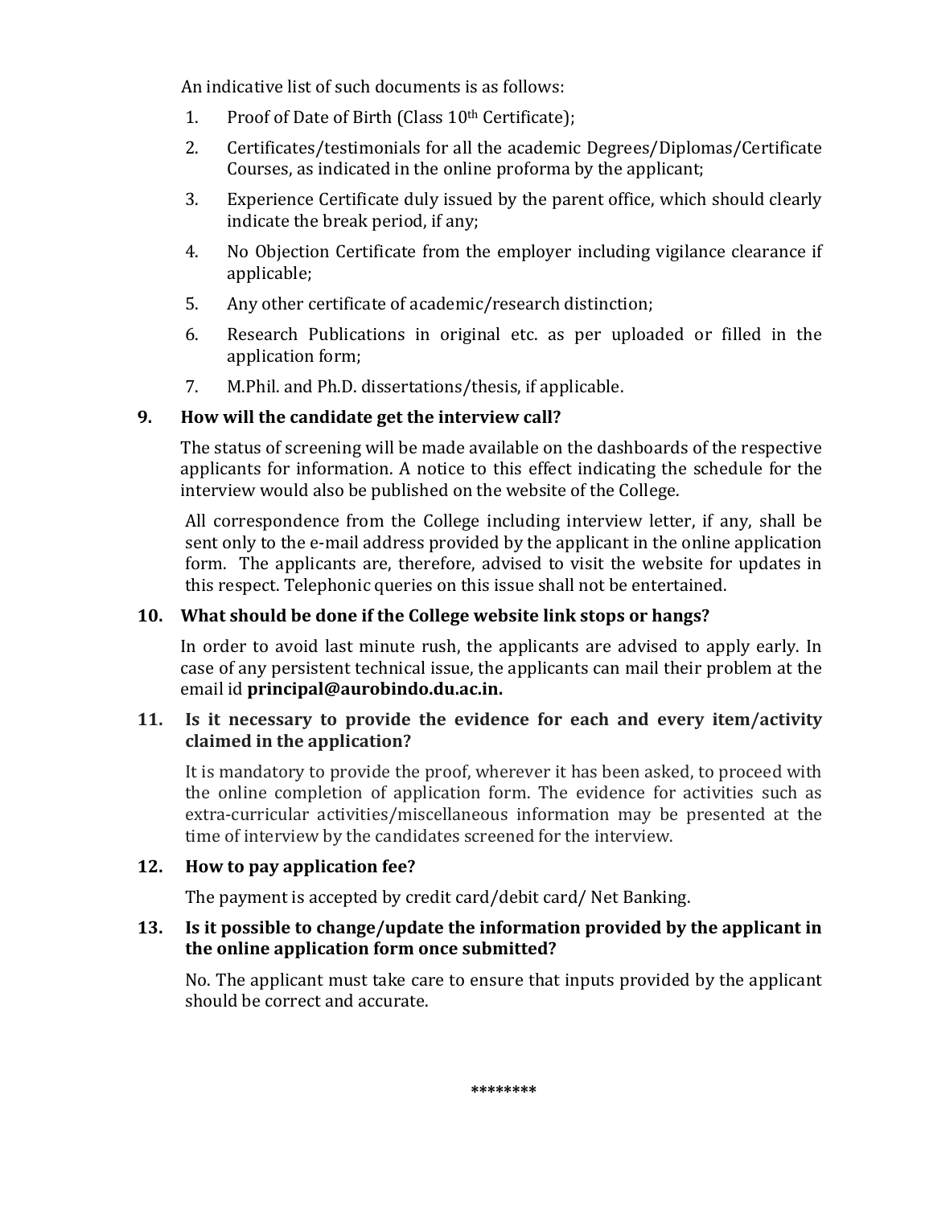An indicative list of such documents is as follows:

1. Proof of Date of Birth (Class 10th Certificate);
2. Certificates/testimonials for all the academic Degrees/Diplomas/Certificate Courses, as indicated in the online proforma by the applicant;
3. Experience Certificate duly issued by the parent office, which should clearly indicate the break period, if any;
4. No Objection Certificate from the employer including vigilance clearance if applicable;
5. Any other certificate of academic/research distinction;
6. Research Publications in original etc. as per uploaded or filled in the application form;
7. M.Phil. and Ph.D. dissertations/thesis, if applicable.

**9. How will the candidate get the interview call?**

The status of screening will be made available on the dashboards of the respective applicants for information. A notice to this effect indicating the schedule for the interview would also be published on the website of the College.

All correspondence from the College including interview letter, if any, shall be sent only to the e-mail address provided by the applicant in the online application form. The applicants are, therefore, advised to visit the website for updates in this respect. Telephonic queries on this issue shall not be entertained.

**10. What should be done if the College website link stops or hangs?**

In order to avoid last minute rush, the applicants are advised to apply early. In case of any persistent technical issue, the applicants can mail their problem at the email id **principal@aurobindo.du.ac.in.**

**11. Is it necessary to provide the evidence for each and every item/activity claimed in the application?**

It is mandatory to provide the proof, wherever it has been asked, to proceed with the online completion of application form. The evidence for activities such as extra-curricular activities/miscellaneous information may be presented at the time of interview by the candidates screened for the interview.

**12. How to pay application fee?**

The payment is accepted by credit card/debit card/ Net Banking.

**13. Is it possible to change/update the information provided by the applicant in the online application form once submitted?**

No. The applicant must take care to ensure that inputs provided by the applicant should be correct and accurate.

********